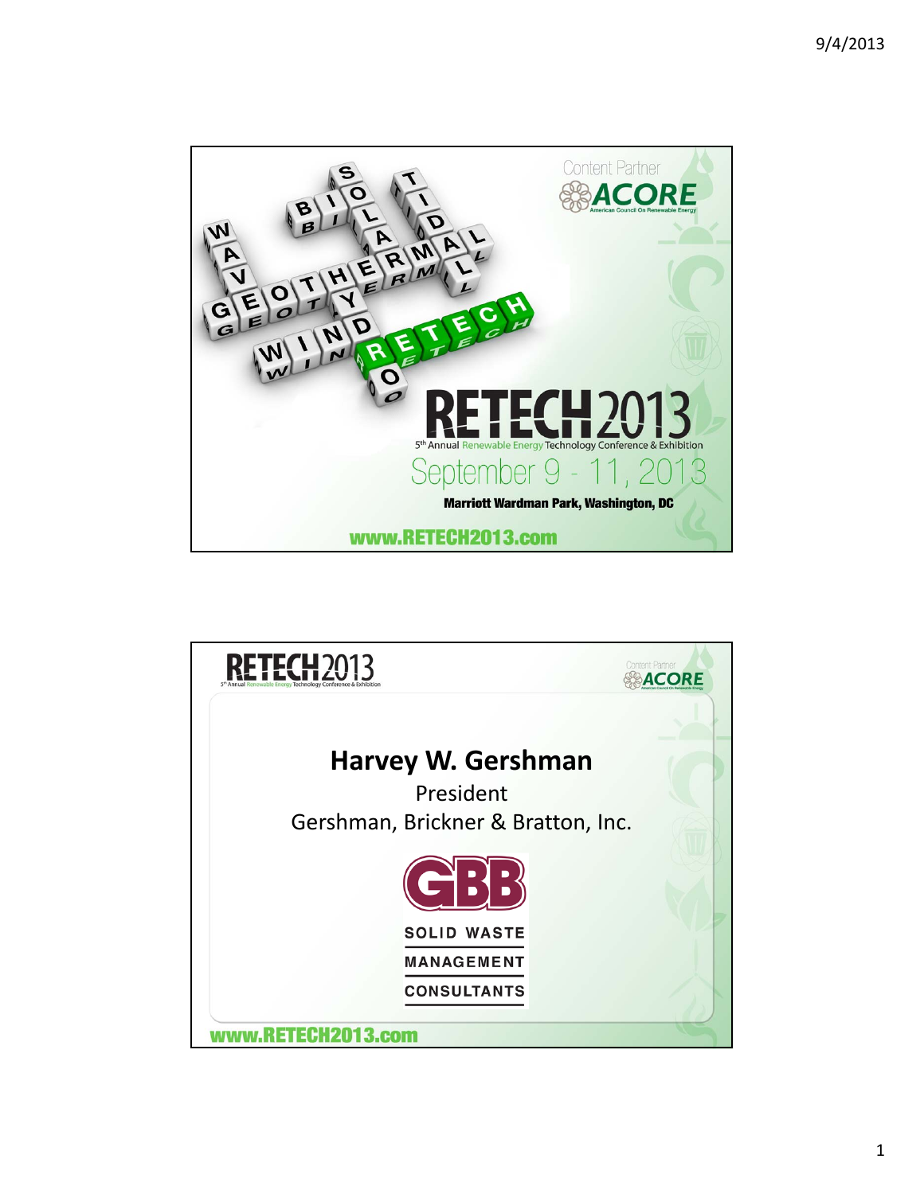Content Partner

ACORE

American Council On Renewable Energy

# RETECH 2013

5th Annual Renewable Energy Technology Conference & Exhibition

September 9 - 11, 2013

**Marriott Wardman Park, Washington, DC**

**www.RETECH2013.com**

---

RETECH 2013

5th Annual Renewable Energy Technology Conference & Exhibition

Content Partner

ACORE

## Harvey W. Gershman

President

Gershman, Brickner & Bratton, Inc.

GBB

SOLID WASTE

MANAGEMENT

CONSULTANTS

**www.RETECH2013.com**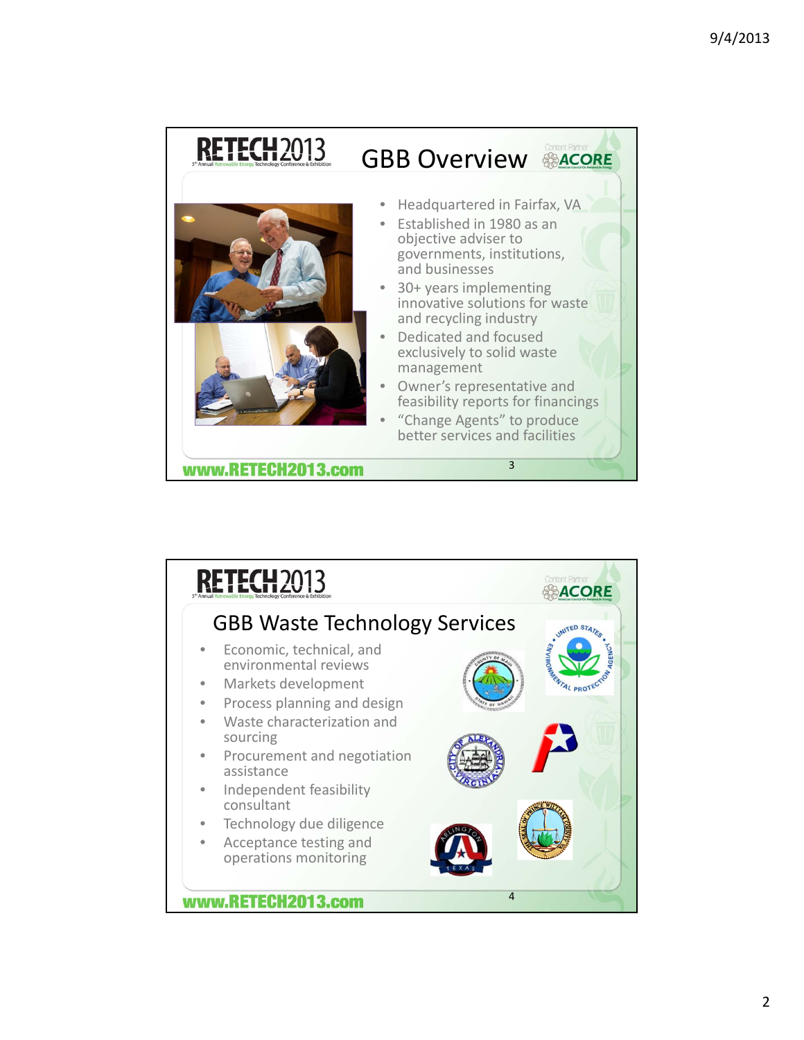## GBB Overview

- Headquartered in Fairfax, VA
- Established in 1980 as an objective adviser to governments, institutions, and businesses
- 30+ years implementing innovative solutions for waste and recycling industry
- Dedicated and focused exclusively to solid waste management
- Owner's representative and feasibility reports for financings
- "Change Agents" to produce better services and facilities

## GBB Waste Technology Services

- Economic, technical, and environmental reviews
- Markets development
- Process planning and design
- Waste characterization and sourcing
- Procurement and negotiation assistance
- Independent feasibility consultant
- Technology due diligence
- Acceptance testing and operations monitoring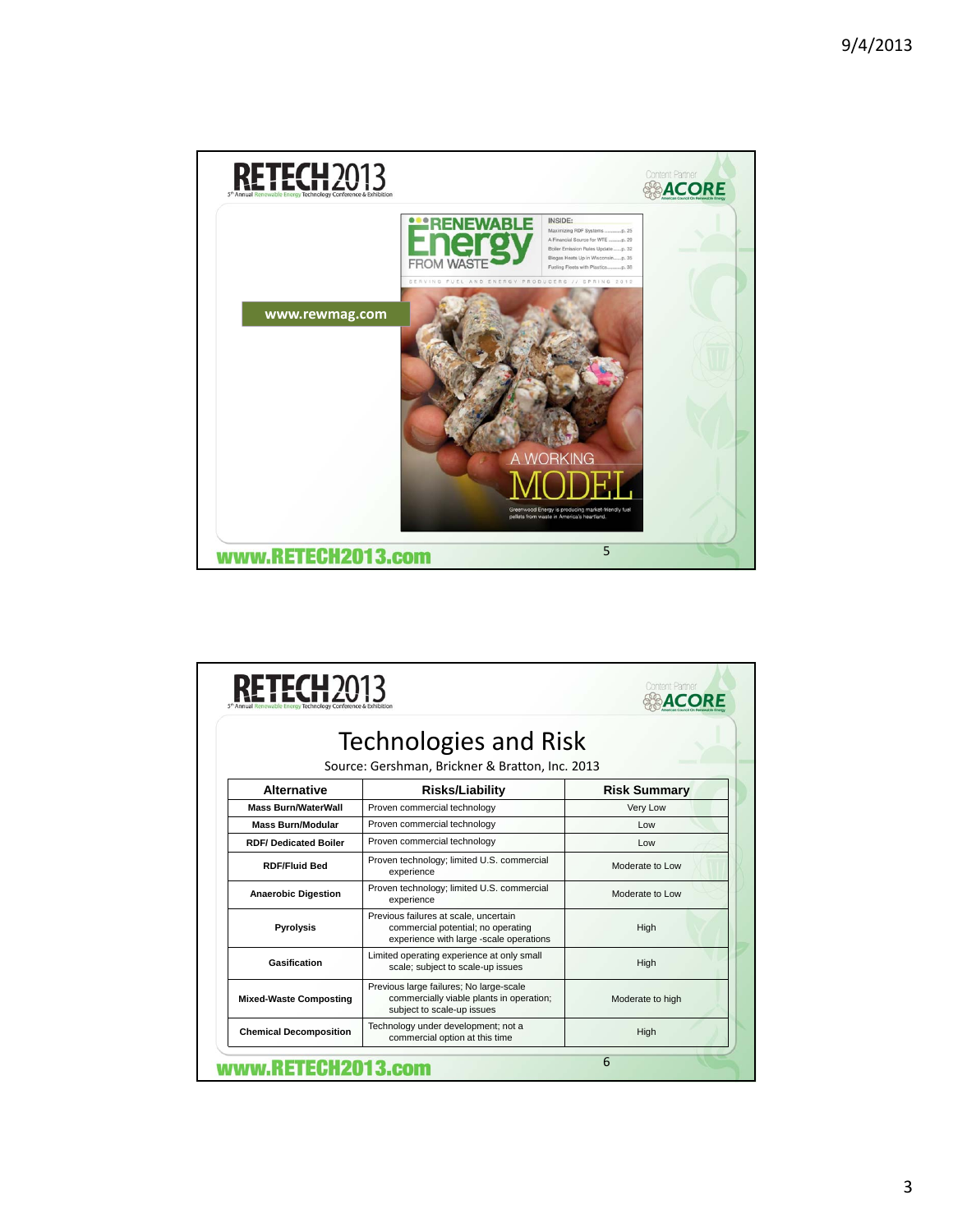www.rewmag.com

RENEWABLE Energy FROM WASTE

SERVING FUEL AND ENERGY PRODUCERS // SPRING 2013

INSIDE:
Maximizing RDF Systems ............p. 25
A Financial Source for WTE ..........p. 28
Boiler Emission Rules Update.......p. 32
Biogas Heats Up in Wisconsin........p. 35
Fueling Fleets with Plastics..........p. 38

A WORKING MODEL

Greenwood Energy is producing market-friendly fuel pellets from waste in America's heartland.

# Technologies and Risk

Source: Gershman, Brickner & Bratton, Inc. 2013

| Alternative | Risks/Liability | Risk Summary |
|---|---|---|
| **Mass Burn/WaterWall** | Proven commercial technology | Very Low |
| **Mass Burn/Modular** | Proven commercial technology | Low |
| **RDF/ Dedicated Boiler** | Proven commercial technology | Low |
| **RDF/Fluid Bed** | Proven technology; limited U.S. commercial experience | Moderate to Low |
| **Anaerobic Digestion** | Proven technology; limited U.S. commercial experience | Moderate to Low |
| **Pyrolysis** | Previous failures at scale, uncertain commercial potential; no operating experience with large -scale operations | High |
| **Gasification** | Limited operating experience at only small scale; subject to scale-up issues | High |
| **Mixed-Waste Composting** | Previous large failures; No large-scale commercially viable plants in operation; subject to scale-up issues | Moderate to high |
| **Chemical Decomposition** | Technology under development; not a commercial option at this time | High |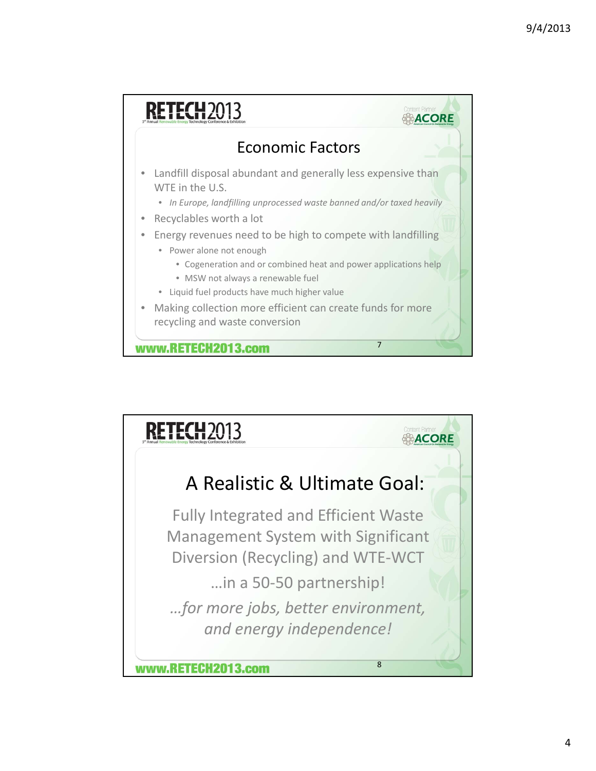## Economic Factors

- Landfill disposal abundant and generally less expensive than WTE in the U.S.
  - *In Europe, landfilling unprocessed waste banned and/or taxed heavily*
- Recyclables worth a lot
- Energy revenues need to be high to compete with landfilling
  - Power alone not enough
    - Cogeneration and or combined heat and power applications help
    - MSW not always a renewable fuel
  - Liquid fuel products have much higher value
- Making collection more efficient can create funds for more recycling and waste conversion

## A Realistic & Ultimate Goal:

Fully Integrated and Efficient Waste Management System with Significant Diversion (Recycling) and WTE-WCT

…in a 50-50 partnership!

*…for more jobs, better environment, and energy independence!*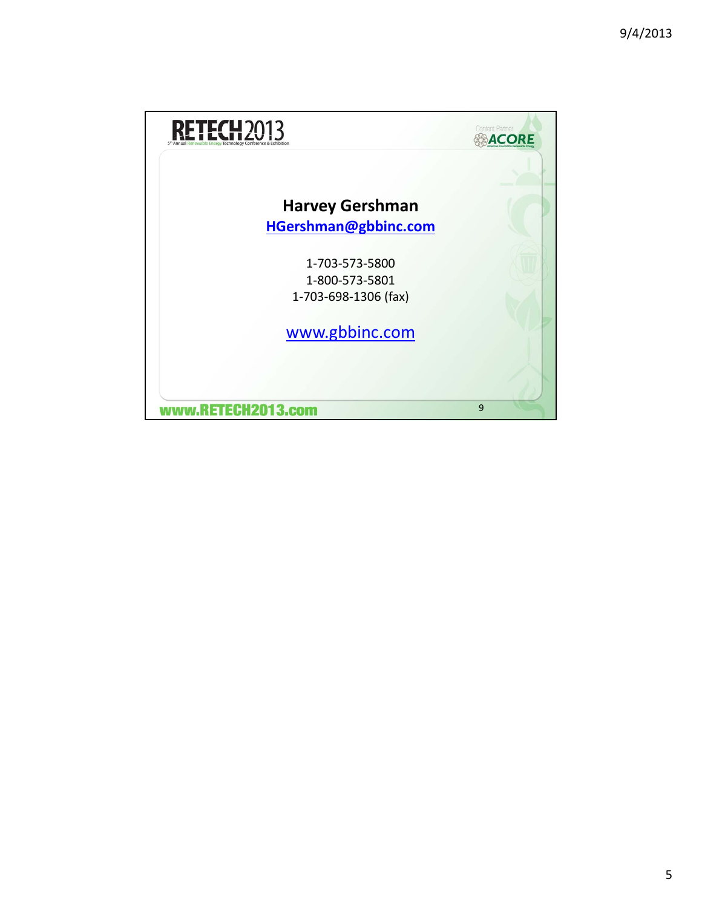RETECH 2013

5th Annual Renewable Energy Technology Conference & Exhibition

Content Partner ACORE American Council On Renewable Energy

**Harvey Gershman**

**HGershman@gbbinc.com**

1-703-573-5800

1-800-573-5801

1-703-698-1306 (fax)

www.gbbinc.com

www.RETECH2013.com